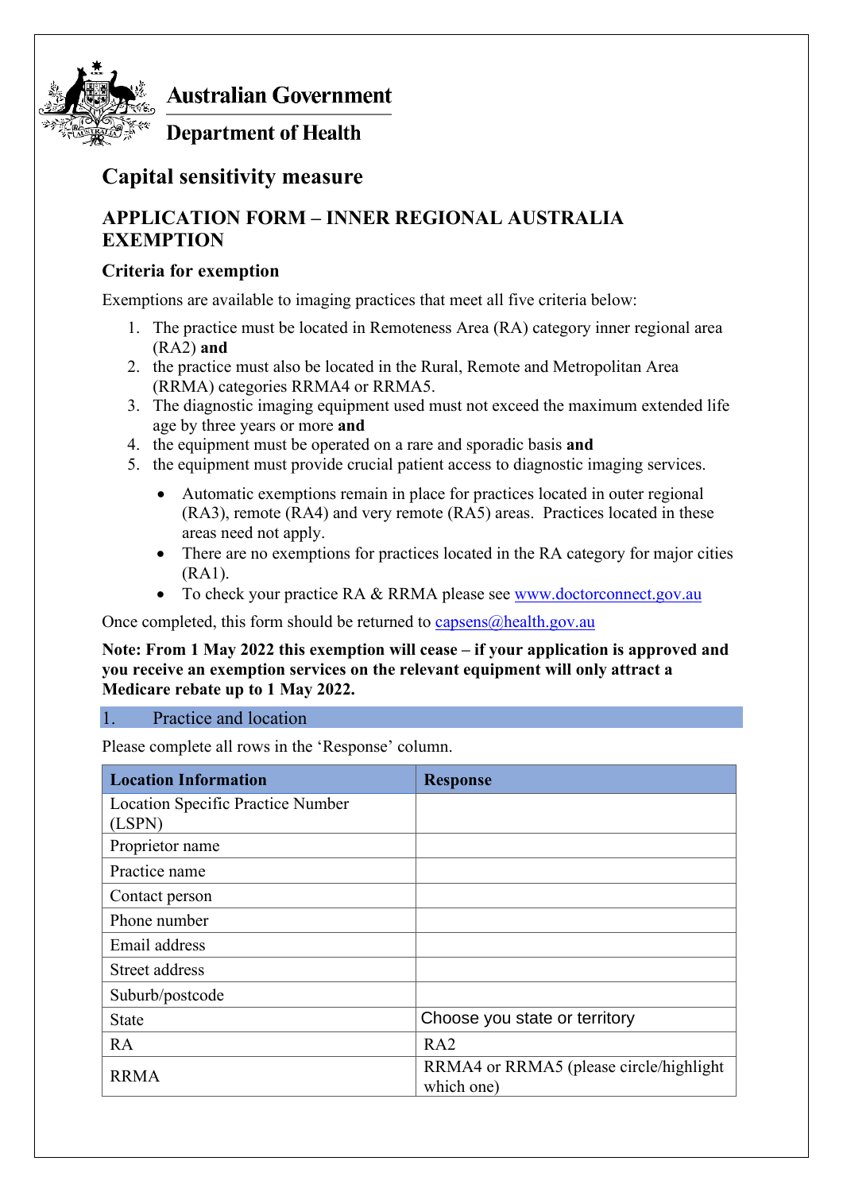Australian Government

Department of Health

# Capital sensitivity measure

## APPLICATION FORM – INNER REGIONAL AUSTRALIA EXEMPTION

### Criteria for exemption

Exemptions are available to imaging practices that meet all five criteria below:

1. The practice must be located in Remoteness Area (RA) category inner regional area (RA2) **and**
2. the practice must also be located in the Rural, Remote and Metropolitan Area (RRMA) categories RRMA4 or RRMA5.
3. The diagnostic imaging equipment used must not exceed the maximum extended life age by three years or more **and**
4. the equipment must be operated on a rare and sporadic basis **and**
5. the equipment must provide crucial patient access to diagnostic imaging services.

- Automatic exemptions remain in place for practices located in outer regional (RA3), remote (RA4) and very remote (RA5) areas. Practices located in these areas need not apply.
- There are no exemptions for practices located in the RA category for major cities (RA1).
- To check your practice RA & RRMA please see www.doctorconnect.gov.au

Once completed, this form should be returned to capsens@health.gov.au

**Note: From 1 May 2022 this exemption will cease – if your application is approved and you receive an exemption services on the relevant equipment will only attract a Medicare rebate up to 1 May 2022.**

### 1. Practice and location

Please complete all rows in the 'Response' column.

| Location Information | Response |
|---|---|
| Location Specific Practice Number (LSPN) | |
| Proprietor name | |
| Practice name | |
| Contact person | |
| Phone number | |
| Email address | |
| Street address | |
| Suburb/postcode | |
| State | Choose you state or territory |
| RA | RA2 |
| RRMA | RRMA4 or RRMA5 (please circle/highlight which one) |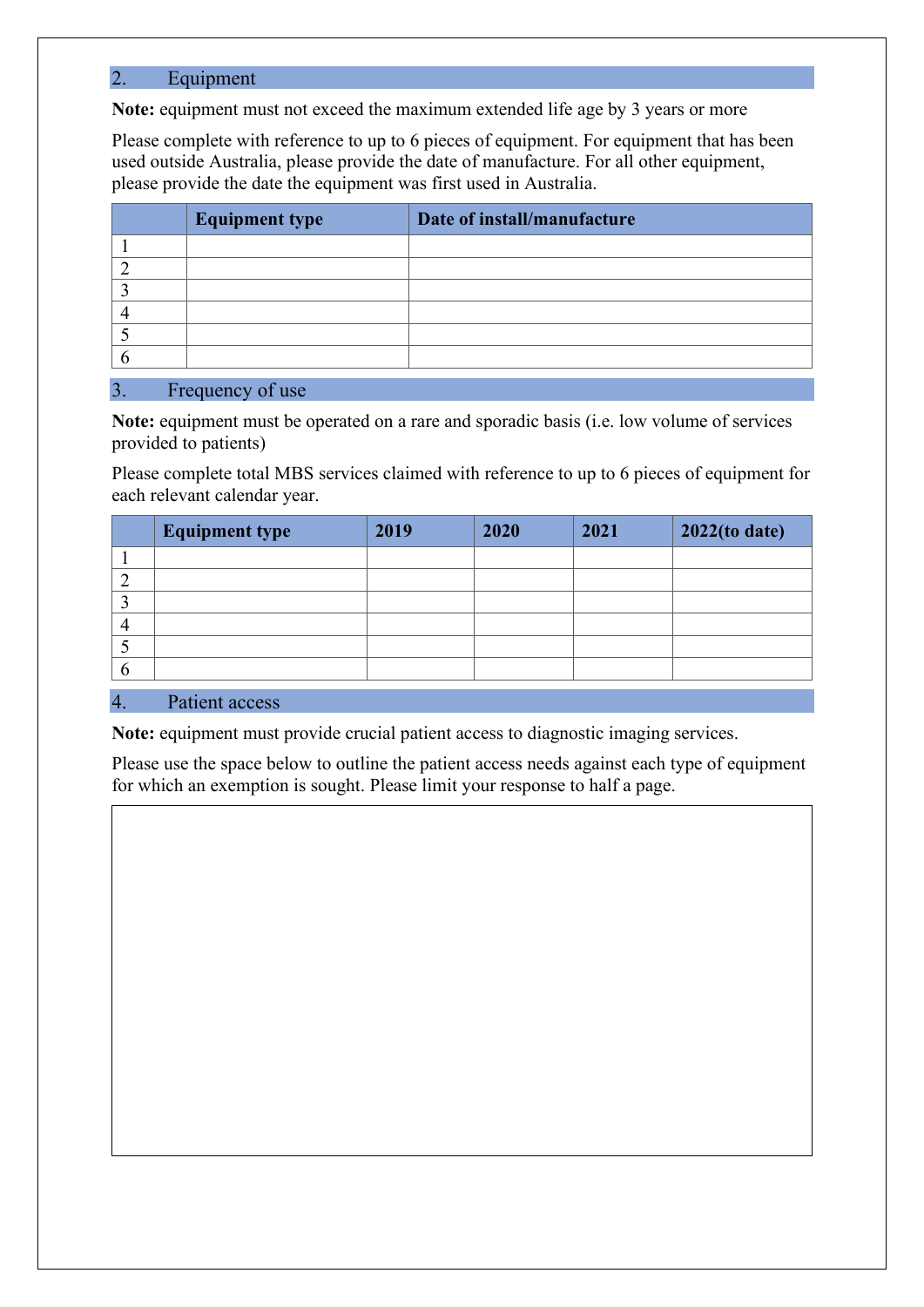## 2. Equipment

**Note:** equipment must not exceed the maximum extended life age by 3 years or more

Please complete with reference to up to 6 pieces of equipment. For equipment that has been used outside Australia, please provide the date of manufacture. For all other equipment, please provide the date the equipment was first used in Australia.

| | Equipment type | Date of install/manufacture |
|---|---|---|
| 1 | | |
| 2 | | |
| 3 | | |
| 4 | | |
| 5 | | |
| 6 | | |

## 3. Frequency of use

**Note:** equipment must be operated on a rare and sporadic basis (i.e. low volume of services provided to patients)

Please complete total MBS services claimed with reference to up to 6 pieces of equipment for each relevant calendar year.

| | Equipment type | 2019 | 2020 | 2021 | 2022(to date) |
|---|---|---|---|---|---|
| 1 | | | | | |
| 2 | | | | | |
| 3 | | | | | |
| 4 | | | | | |
| 5 | | | | | |
| 6 | | | | | |

## 4. Patient access

**Note:** equipment must provide crucial patient access to diagnostic imaging services.

Please use the space below to outline the patient access needs against each type of equipment for which an exemption is sought. Please limit your response to half a page.